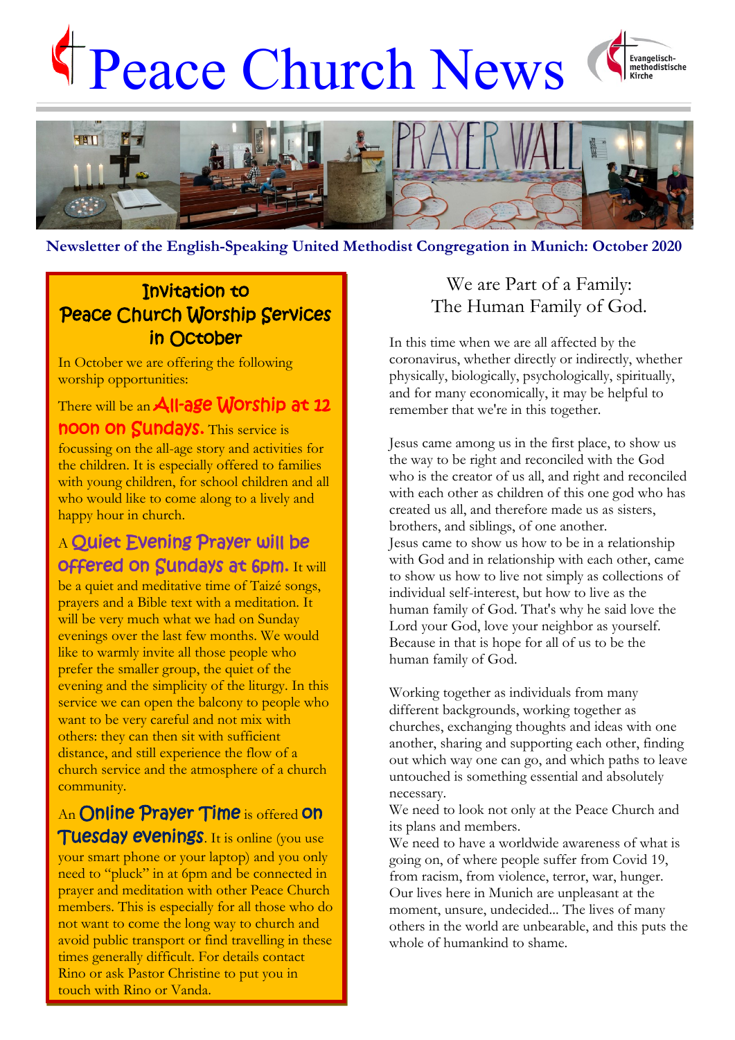# Peace Church News

Evangelisch-methodistische Kirche

**Newsletter of the English-Speaking United Methodist Congregation in Munich: October 2020**

## Invitation to Peace Church Worship Services in October

In October we are offering the following worship opportunities:

There will be an **All-age Worship at 12 noon on Sundays.** This service is focussing on the all-age story and activities for the children. It is especially offered to families with young children, for school children and all who would like to come along to a lively and happy hour in church.

A **Quiet Evening Prayer will be offered on Sundays at 6pm.** It will be a quiet and meditative time of Taizé songs, prayers and a Bible text with a meditation. It will be very much what we had on Sunday evenings over the last few months. We would like to warmly invite all those people who prefer the smaller group, the quiet of the evening and the simplicity of the liturgy. In this service we can open the balcony to people who want to be very careful and not mix with others: they can then sit with sufficient distance, and still experience the flow of a church service and the atmosphere of a church community.

An **Online Prayer Time** is offered **on Tuesday evenings**. It is online (you use your smart phone or your laptop) and you only need to "pluck" in at 6pm and be connected in prayer and meditation with other Peace Church members. This is especially for all those who do not want to come the long way to church and avoid public transport or find travelling in these times generally difficult. For details contact Rino or ask Pastor Christine to put you in touch with Rino or Vanda.

## We are Part of a Family: The Human Family of God.

In this time when we are all affected by the coronavirus, whether directly or indirectly, whether physically, biologically, psychologically, spiritually, and for many economically, it may be helpful to remember that we're in this together.

Jesus came among us in the first place, to show us the way to be right and reconciled with the God who is the creator of us all, and right and reconciled with each other as children of this one god who has created us all, and therefore made us as sisters, brothers, and siblings, of one another.
Jesus came to show us how to be in a relationship with God and in relationship with each other, came to show us how to live not simply as collections of individual self-interest, but how to live as the human family of God. That's why he said love the Lord your God, love your neighbor as yourself. Because in that is hope for all of us to be the human family of God.

Working together as individuals from many different backgrounds, working together as churches, exchanging thoughts and ideas with one another, sharing and supporting each other, finding out which way one can go, and which paths to leave untouched is something essential and absolutely necessary.
We need to look not only at the Peace Church and its plans and members.
We need to have a worldwide awareness of what is going on, of where people suffer from Covid 19, from racism, from violence, terror, war, hunger. Our lives here in Munich are unpleasant at the moment, unsure, undecided... The lives of many others in the world are unbearable, and this puts the whole of humankind to shame.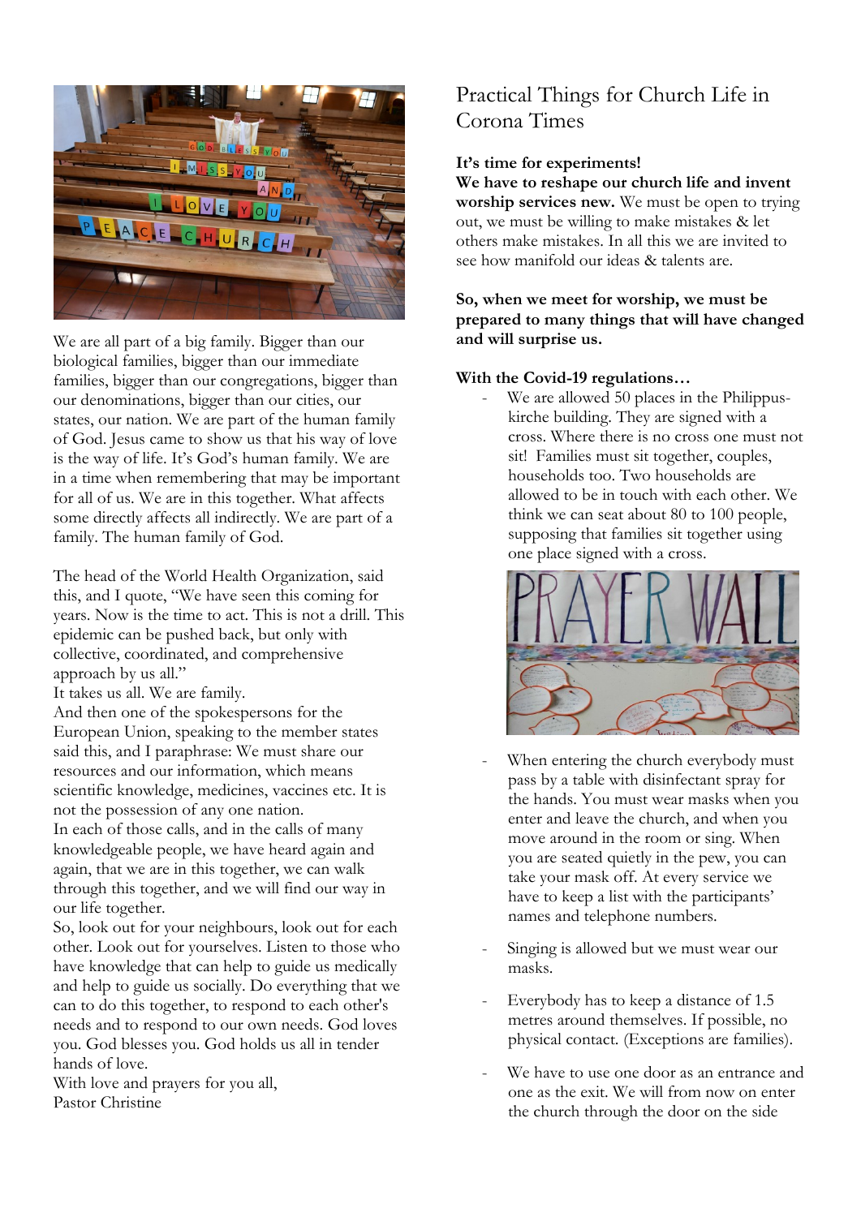We are all part of a big family. Bigger than our biological families, bigger than our immediate families, bigger than our congregations, bigger than our denominations, bigger than our cities, our states, our nation. We are part of the human family of God. Jesus came to show us that his way of love is the way of life. It's God's human family. We are in a time when remembering that may be important for all of us. We are in this together. What affects some directly affects all indirectly. We are part of a family. The human family of God.

The head of the World Health Organization, said this, and I quote, "We have seen this coming for years. Now is the time to act. This is not a drill. This epidemic can be pushed back, but only with collective, coordinated, and comprehensive approach by us all."
It takes us all. We are family.
And then one of the spokespersons for the European Union, speaking to the member states said this, and I paraphrase: We must share our resources and our information, which means scientific knowledge, medicines, vaccines etc. It is not the possession of any one nation.
In each of those calls, and in the calls of many knowledgeable people, we have heard again and again, that we are in this together, we can walk through this together, and we will find our way in our life together.
So, look out for your neighbours, look out for each other. Look out for yourselves. Listen to those who have knowledge that can help to guide us medically and help to guide us socially. Do everything that we can to do this together, to respond to each other's needs and to respond to our own needs. God loves you. God blesses you. God holds us all in tender hands of love.
With love and prayers for you all,
Pastor Christine

## Practical Things for Church Life in Corona Times

**It's time for experiments!**
**We have to reshape our church life and invent worship services new.** We must be open to trying out, we must be willing to make mistakes & let others make mistakes. In all this we are invited to see how manifold our ideas & talents are.

**So, when we meet for worship, we must be prepared to many things that will have changed and will surprise us.**

**With the Covid-19 regulations…**

- We are allowed 50 places in the Philippus-kirche building. They are signed with a cross. Where there is no cross one must not sit! Families must sit together, couples, households too. Two households are allowed to be in touch with each other. We think we can seat about 80 to 100 people, supposing that families sit together using one place signed with a cross.
- When entering the church everybody must pass by a table with disinfectant spray for the hands. You must wear masks when you enter and leave the church, and when you move around in the room or sing. When you are seated quietly in the pew, you can take your mask off. At every service we have to keep a list with the participants' names and telephone numbers.
- Singing is allowed but we must wear our masks.
- Everybody has to keep a distance of 1.5 metres around themselves. If possible, no physical contact. (Exceptions are families).
- We have to use one door as an entrance and one as the exit. We will from now on enter the church through the door on the side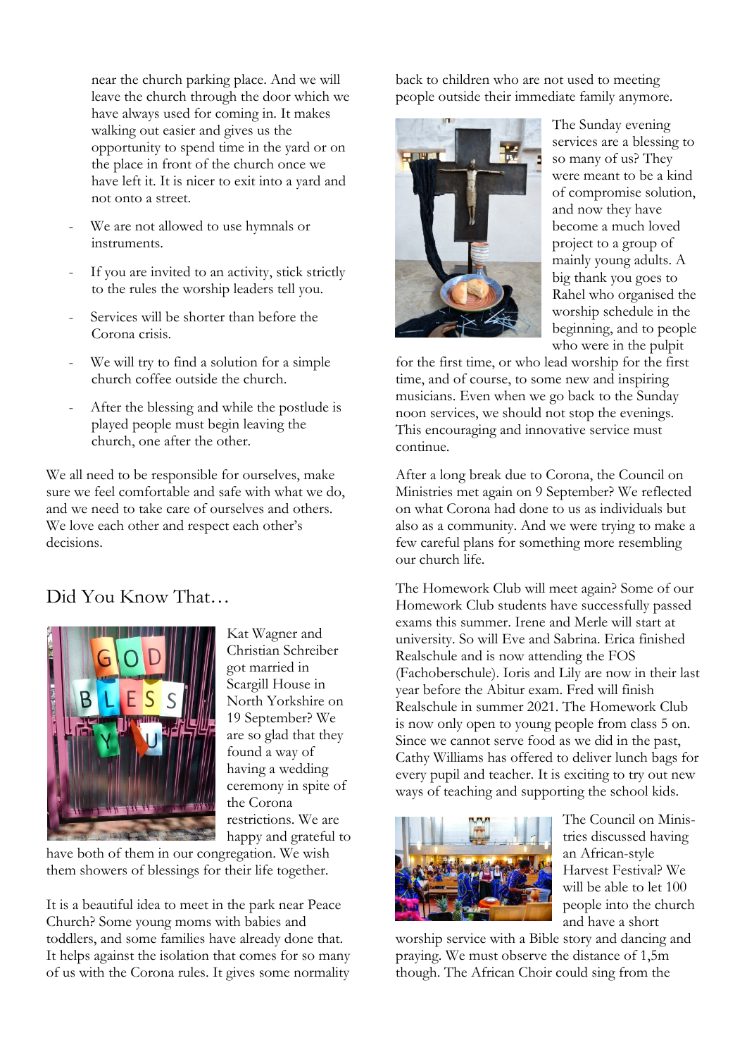near the church parking place. And we will leave the church through the door which we have always used for coming in. It makes walking out easier and gives us the opportunity to spend time in the yard or on the place in front of the church once we have left it. It is nicer to exit into a yard and not onto a street.

- We are not allowed to use hymnals or instruments.
- If you are invited to an activity, stick strictly to the rules the worship leaders tell you.
- Services will be shorter than before the Corona crisis.
- We will try to find a solution for a simple church coffee outside the church.
- After the blessing and while the postlude is played people must begin leaving the church, one after the other.

We all need to be responsible for ourselves, make sure we feel comfortable and safe with what we do, and we need to take care of ourselves and others. We love each other and respect each other's decisions.

## Did You Know That…

Kat Wagner and Christian Schreiber got married in Scargill House in North Yorkshire on 19 September? We are so glad that they found a way of having a wedding ceremony in spite of the Corona restrictions. We are happy and grateful to have both of them in our congregation. We wish them showers of blessings for their life together.

It is a beautiful idea to meet in the park near Peace Church? Some young moms with babies and toddlers, and some families have already done that. It helps against the isolation that comes for so many of us with the Corona rules. It gives some normality back to children who are not used to meeting people outside their immediate family anymore.

The Sunday evening services are a blessing to so many of us? They were meant to be a kind of compromise solution, and now they have become a much loved project to a group of mainly young adults. A big thank you goes to Rahel who organised the worship schedule in the beginning, and to people who were in the pulpit for the first time, or who lead worship for the first time, and of course, to some new and inspiring musicians. Even when we go back to the Sunday noon services, we should not stop the evenings. This encouraging and innovative service must continue.

After a long break due to Corona, the Council on Ministries met again on 9 September? We reflected on what Corona had done to us as individuals but also as a community. And we were trying to make a few careful plans for something more resembling our church life.

The Homework Club will meet again? Some of our Homework Club students have successfully passed exams this summer. Irene and Merle will start at university. So will Eve and Sabrina. Erica finished Realschule and is now attending the FOS (Fachoberschule). Ioris and Lily are now in their last year before the Abitur exam. Fred will finish Realschule in summer 2021. The Homework Club is now only open to young people from class 5 on. Since we cannot serve food as we did in the past, Cathy Williams has offered to deliver lunch bags for every pupil and teacher. It is exciting to try out new ways of teaching and supporting the school kids.

The Council on Ministries discussed having an African-style Harvest Festival? We will be able to let 100 people into the church and have a short worship service with a Bible story and dancing and praying. We must observe the distance of 1,5m though. The African Choir could sing from the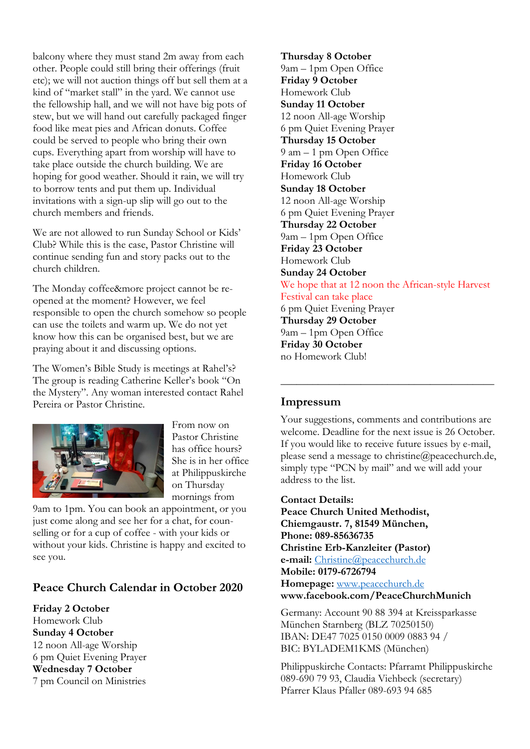balcony where they must stand 2m away from each other. People could still bring their offerings (fruit etc); we will not auction things off but sell them at a kind of "market stall" in the yard. We cannot use the fellowship hall, and we will not have big pots of stew, but we will hand out carefully packaged finger food like meat pies and African donuts. Coffee could be served to people who bring their own cups. Everything apart from worship will have to take place outside the church building. We are hoping for good weather. Should it rain, we will try to borrow tents and put them up. Individual invitations with a sign-up slip will go out to the church members and friends.

We are not allowed to run Sunday School or Kids' Club? While this is the case, Pastor Christine will continue sending fun and story packs out to the church children.

The Monday coffee&more project cannot be re-opened at the moment? However, we feel responsible to open the church somehow so people can use the toilets and warm up. We do not yet know how this can be organised best, but we are praying about it and discussing options.

The Women's Bible Study is meetings at Rahel's? The group is reading Catherine Keller's book "On the Mystery". Any woman interested contact Rahel Pereira or Pastor Christine.

From now on Pastor Christine has office hours? She is in her office at Philippuskirche on Thursday mornings from 9am to 1pm. You can book an appointment, or you just come along and see her for a chat, for counselling or for a cup of coffee - with your kids or without your kids. Christine is happy and excited to see you.

## Peace Church Calendar in October 2020

**Friday 2 October**
Homework Club
**Sunday 4 October**
12 noon All-age Worship
6 pm Quiet Evening Prayer
**Wednesday 7 October**
7 pm Council on Ministries
**Thursday 8 October**
9am – 1pm Open Office
**Friday 9 October**
Homework Club
**Sunday 11 October**
12 noon All-age Worship
6 pm Quiet Evening Prayer
**Thursday 15 October**
9 am – 1 pm Open Office
**Friday 16 October**
Homework Club
**Sunday 18 October**
12 noon All-age Worship
6 pm Quiet Evening Prayer
**Thursday 22 October**
9am – 1pm Open Office
**Friday 23 October**
Homework Club
**Sunday 24 October**
We hope that at 12 noon the African-style Harvest Festival can take place
6 pm Quiet Evening Prayer
**Thursday 29 October**
9am – 1pm Open Office
**Friday 30 October**
no Homework Club!

---

## Impressum

Your suggestions, comments and contributions are welcome. Deadline for the next issue is 26 October. If you would like to receive future issues by e-mail, please send a message to christine@peacechurch.de, simply type "PCN by mail" and we will add your address to the list.

**Contact Details:**
**Peace Church United Methodist,**
**Chiemgaustr. 7, 81549 München,**
**Phone: 089-85636735**
**Christine Erb-Kanzleiter (Pastor)**
**e-mail:** Christine@peacechurch.de
**Mobile: 0179-6726794**
**Homepage:** www.peacechurch.de
**www.facebook.com/PeaceChurchMunich**

Germany: Account 90 88 394 at Kreissparkasse München Starnberg (BLZ 70250150)
IBAN: DE47 7025 0150 0009 0883 94 /
BIC: BYLADEM1KMS (München)

Philippuskirche Contacts: Pfarramt Philippuskirche 089-690 79 93, Claudia Viehbeck (secretary)
Pfarrer Klaus Pfaller 089-693 94 685